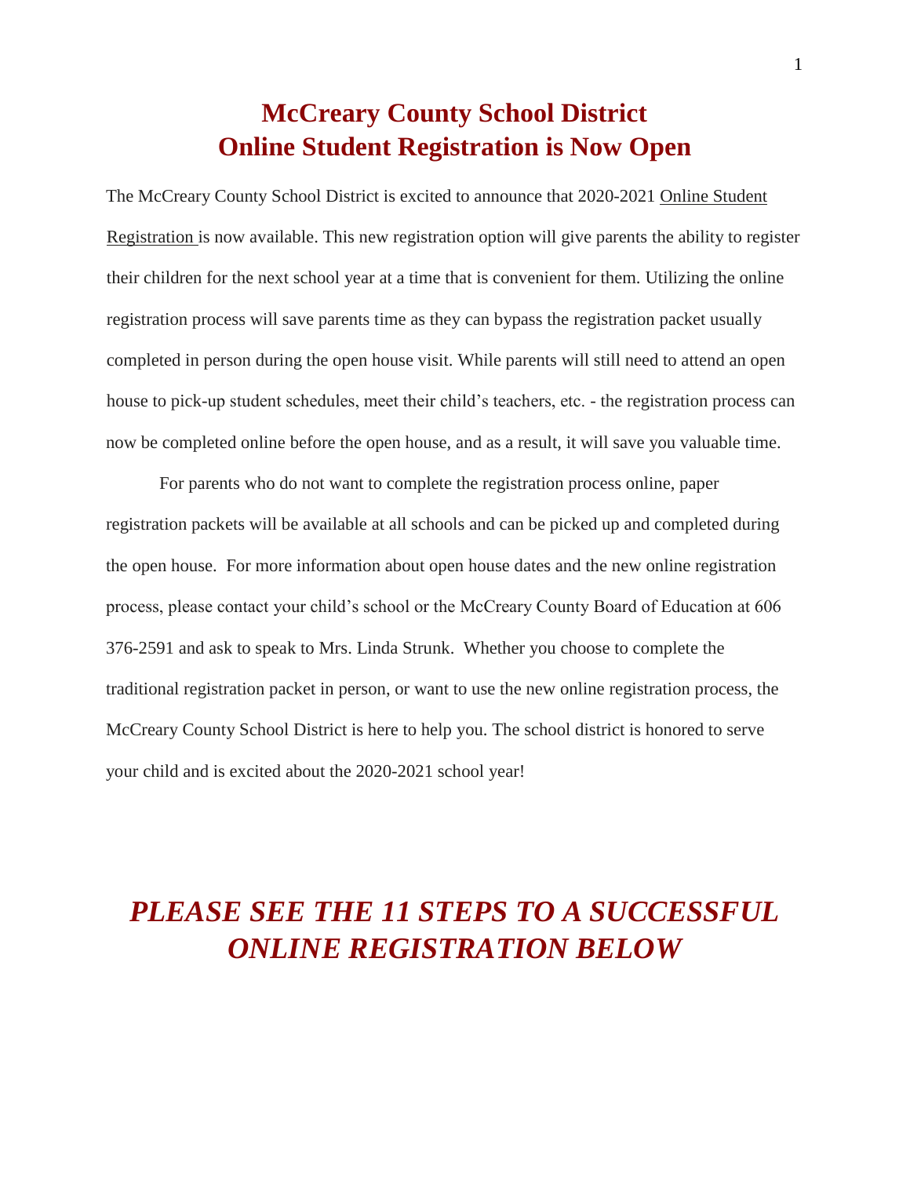# McCreary County School District
# Online Student Registration is Now Open

The McCreary County School District is excited to announce that 2020-2021 Online Student Registration is now available. This new registration option will give parents the ability to register their children for the next school year at a time that is convenient for them. Utilizing the online registration process will save parents time as they can bypass the registration packet usually completed in person during the open house visit. While parents will still need to attend an open house to pick-up student schedules, meet their child's teachers, etc. - the registration process can now be completed online before the open house, and as a result, it will save you valuable time.

For parents who do not want to complete the registration process online, paper registration packets will be available at all schools and can be picked up and completed during the open house. For more information about open house dates and the new online registration process, please contact your child's school or the McCreary County Board of Education at 606 376-2591 and ask to speak to Mrs. Linda Strunk. Whether you choose to complete the traditional registration packet in person, or want to use the new online registration process, the McCreary County School District is here to help you. The school district is honored to serve your child and is excited about the 2020-2021 school year!

## *PLEASE SEE THE 11 STEPS TO A SUCCESSFUL ONLINE REGISTRATION BELOW*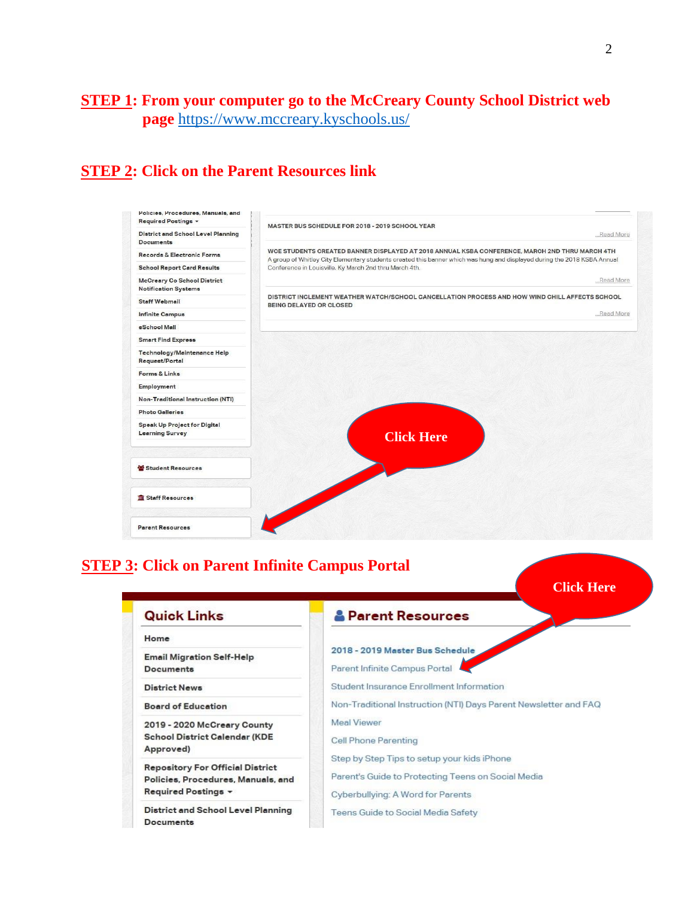**STEP 1: From your computer go to the McCreary County School District web page https://www.mccreary.kyschools.us/**

**STEP 2: Click on the Parent Resources link**

Policies, Procedures, Manuals, and Required Postings

District and School Level Planning Documents

Records & Electronic Forms

School Report Card Results

McCreary Co School District Notification Systems

Staff Webmail

Infinite Campus

eSchool Mall

Smart Find Express

Technology/Maintenance Help Request/Portal

Forms & Links

Employment

Non-Traditional Instruction (NTI)

Photo Galleries

Speak Up Project for Digital Learning Survey

Student Resources

Staff Resources

Parent Resources

MASTER BUS SCHEDULE FOR 2018 - 2019 SCHOOL YEAR

...Read More

WCE STUDENTS CREATED BANNER DISPLAYED AT 2018 ANNUAL KSBA CONFERENCE, MARCH 2ND THRU MARCH 4TH

A group of Whitley City Elementary students created this banner which was hung and displayed during the 2018 KSBA Annual Conference in Louisville, Ky March 2nd thru March 4th.

...Read More

DISTRICT INCLEMENT WEATHER WATCH/SCHOOL CANCELLATION PROCESS AND HOW WIND CHILL AFFECTS SCHOOL BEING DELAYED OR CLOSED

...Read More

Click Here

**STEP 3: Click on Parent Infinite Campus Portal**

Click Here

**Quick Links**

Home

Email Migration Self-Help Documents

District News

Board of Education

2019 - 2020 McCreary County School District Calendar (KDE Approved)

Repository For Official District Policies, Procedures, Manuals, and Required Postings

District and School Level Planning Documents

**Parent Resources**

2018 - 2019 Master Bus Schedule

Parent Infinite Campus Portal

Student Insurance Enrollment Information

Non-Traditional Instruction (NTI) Days Parent Newsletter and FAQ

Meal Viewer

Cell Phone Parenting

Step by Step Tips to setup your kids iPhone

Parent's Guide to Protecting Teens on Social Media

Cyberbullying: A Word for Parents

Teens Guide to Social Media Safety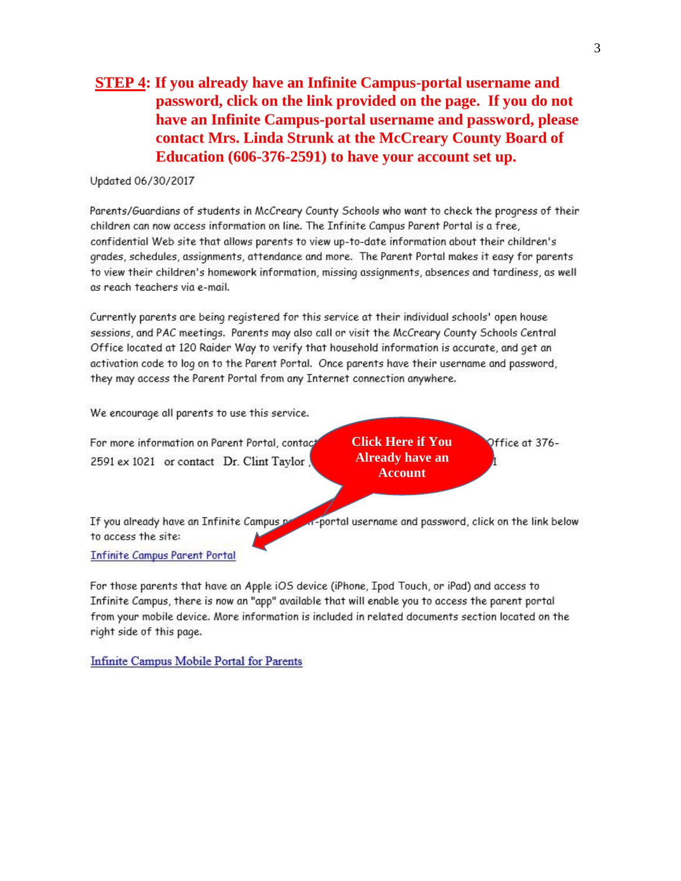**STEP 4: If you already have an Infinite Campus-portal username and password, click on the link provided on the page. If you do not have an Infinite Campus-portal username and password, please contact Mrs. Linda Strunk at the McCreary County Board of Education (606-376-2591) to have your account set up.**

Updated 06/30/2017

Parents/Guardians of students in McCreary County Schools who want to check the progress of their children can now access information on line. The Infinite Campus Parent Portal is a free, confidential Web site that allows parents to view up-to-date information about their children's grades, schedules, assignments, attendance and more. The Parent Portal makes it easy for parents to view their children's homework information, missing assignments, absences and tardiness, as well as reach teachers via e-mail.

Currently parents are being registered for this service at their individual schools' open house sessions, and PAC meetings. Parents may also call or visit the McCreary County Schools Central Office located at 120 Raider Way to verify that household information is accurate, and get an activation code to log on to the Parent Portal. Once parents have their username and password, they may access the Parent Portal from any Internet connection anywhere.

We encourage all parents to use this service.

For more information on Parent Portal, contact [...] Office at 376-2591 ex 1021 or contact Dr. Clint Taylor [...]

**Click Here if You Already have an Account**

If you already have an Infinite Campus [...]-portal username and password, click on the link below to access the site:

Infinite Campus Parent Portal

For those parents that have an Apple iOS device (iPhone, Ipod Touch, or iPad) and access to Infinite Campus, there is now an "app" available that will enable you to access the parent portal from your mobile device. More information is included in related documents section located on the right side of this page.

Infinite Campus Mobile Portal for Parents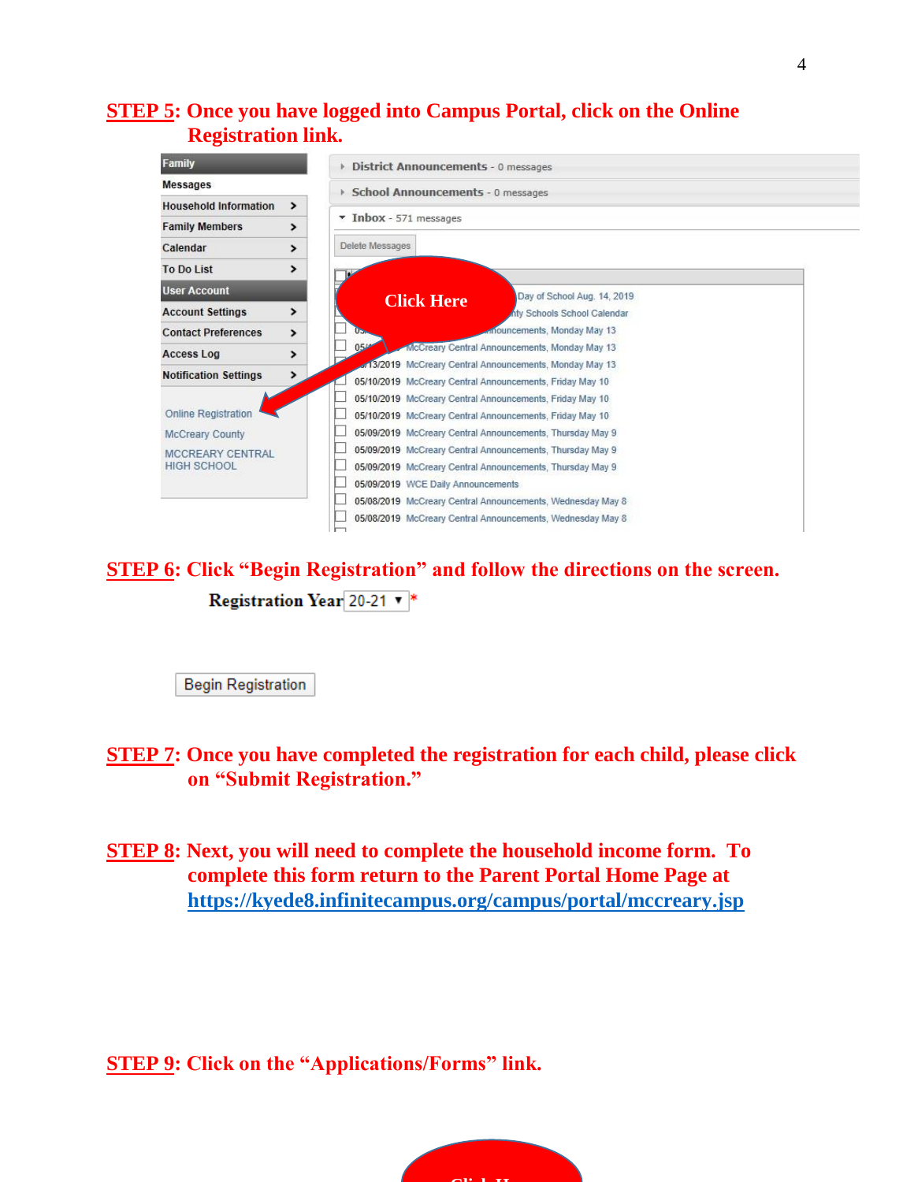**STEP 5: Once you have logged into Campus Portal, click on the Online Registration link.**

**STEP 6: Click "Begin Registration" and follow the directions on the screen.**

Registration Year 20-21 *

Begin Registration

**STEP 7: Once you have completed the registration for each child, please click on "Submit Registration."**

**STEP 8: Next, you will need to complete the household income form. To complete this form return to the Parent Portal Home Page at [https://kyede8.infinitecampus.org/campus/portal/mccreary.jsp](https://kyede8.infinitecampus.org/campus/portal/mccreary.jsp)**

**STEP 9: Click on the "Applications/Forms" link.**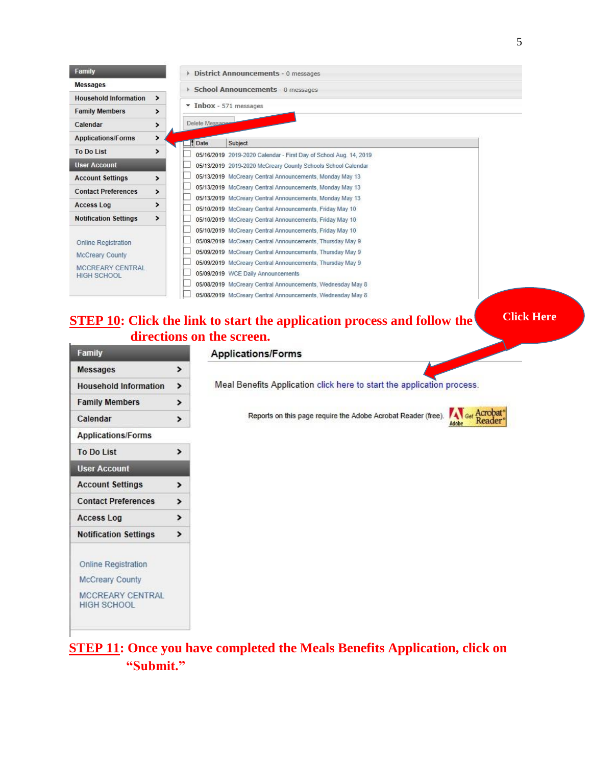**STEP 10: Click the link to start the application process and follow the directions on the screen.**

**STEP 11: Once you have completed the Meals Benefits Application, click on "Submit."**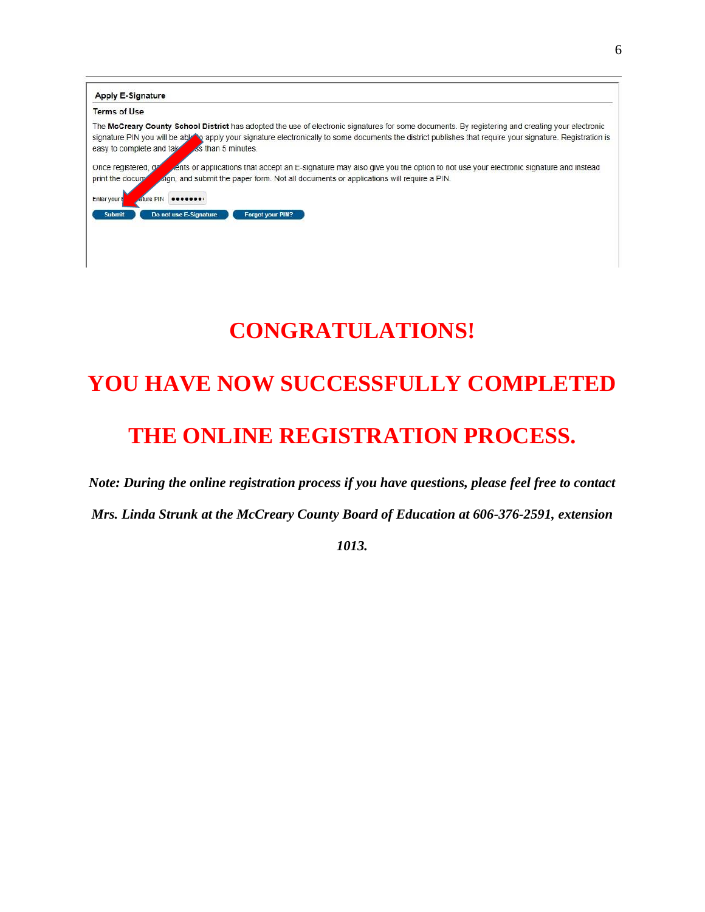Apply E-Signature

Terms of Use

The **McCreary County School District** has adopted the use of electronic signatures for some documents. By registering and creating your electronic signature PIN you will be able to apply your signature electronically to some documents the district publishes that require your signature. Registration is easy to complete and takes less than 5 minutes.

Once registered, documents or applications that accept an E-signature may also give you the option to not use your electronic signature and instead print the document, sign, and submit the paper form. Not all documents or applications will require a PIN.

Enter your E-Signature PIN ••••••••

Submit | Do not use E-Signature | Forgot your PIN?

# CONGRATULATIONS!

# YOU HAVE NOW SUCCESSFULLY COMPLETED THE ONLINE REGISTRATION PROCESS.

***Note: During the online registration process if you have questions, please feel free to contact Mrs. Linda Strunk at the McCreary County Board of Education at 606-376-2591, extension 1013.***